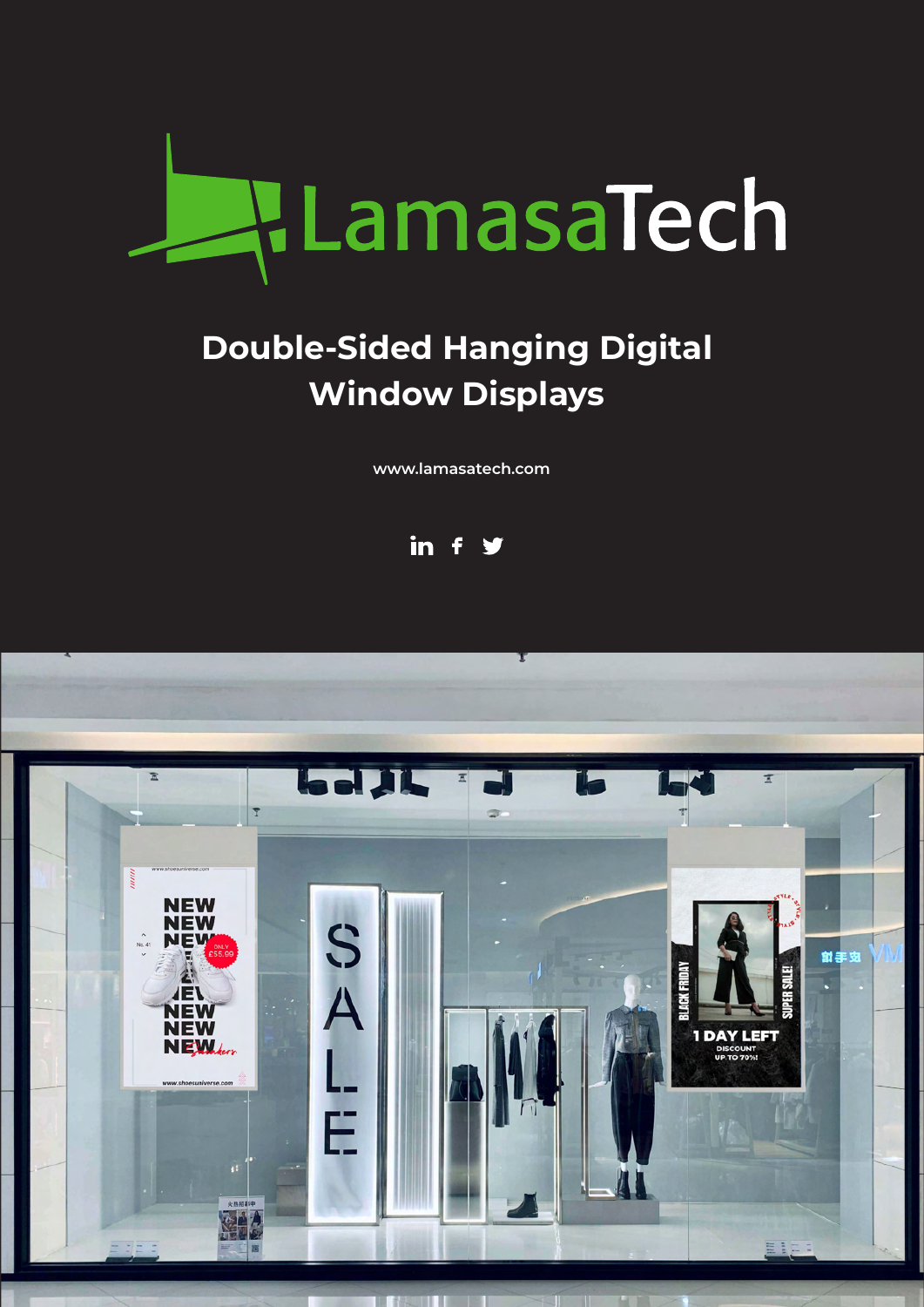# LamasaTech

## Double-Sided Hanging Digital Window Displays

www.lamasatech.com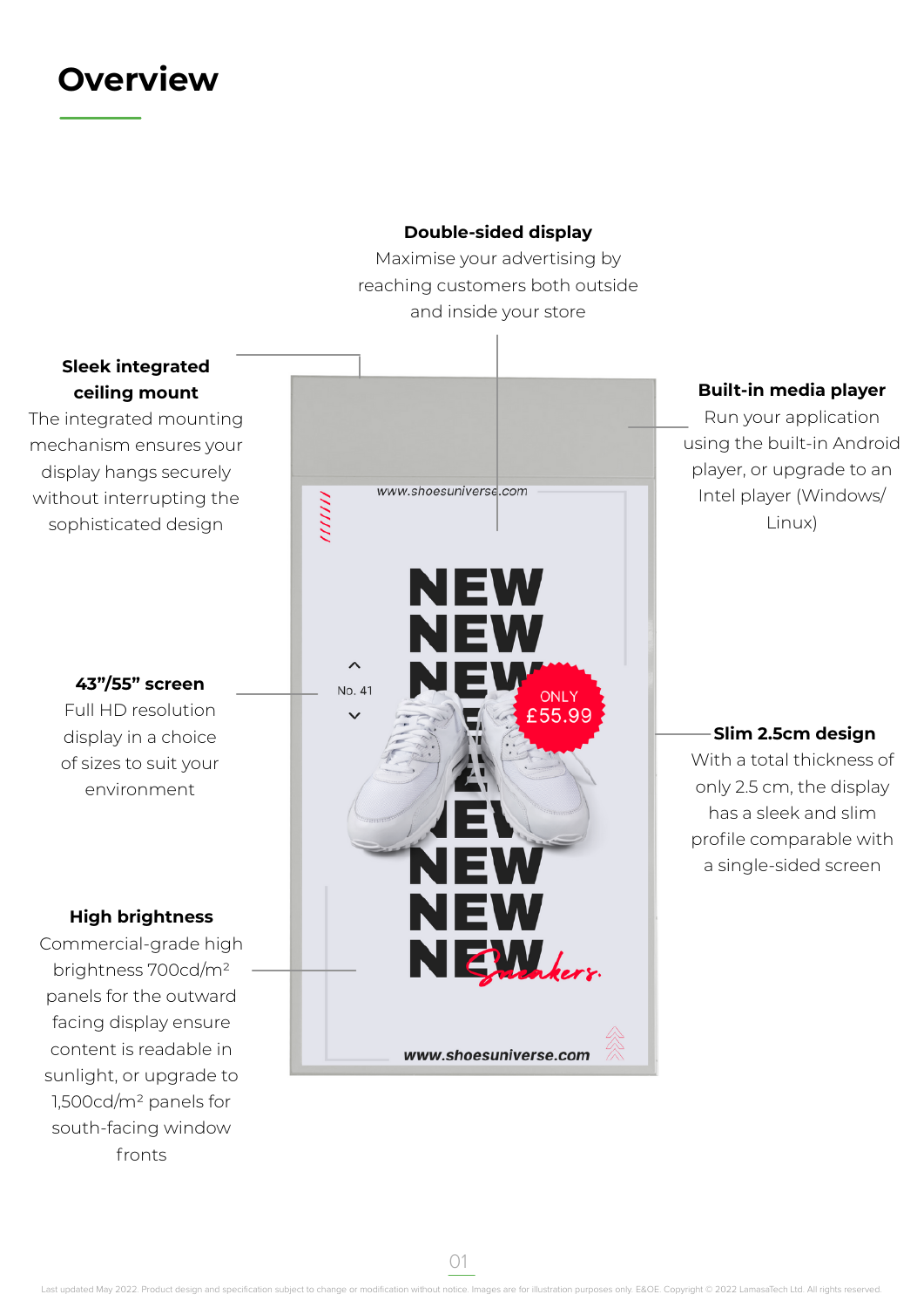# Overview

**Double-sided display**
Maximise your advertising by reaching customers both outside and inside your store

**Sleek integrated ceiling mount**
The integrated mounting mechanism ensures your display hangs securely without interrupting the sophisticated design

**Built-in media player**
Run your application using the built-in Android player, or upgrade to an Intel player (Windows/ Linux)

**43”/55” screen**
Full HD resolution display in a choice of sizes to suit your environment

**Slim 2.5cm design**
With a total thickness of only 2.5 cm, the display has a sleek and slim profile comparable with a single-sided screen

**High brightness**
Commercial-grade high brightness 700cd/m² panels for the outward facing display ensure content is readable in sunlight, or upgrade to 1,500cd/m² panels for south-facing window fronts

Last updated May 2022. Product design and specification subject to change or modification without notice. Images are for illustration purposes only. E&OE. Copyright © 2022 LamasaTech Ltd. All rights reserved.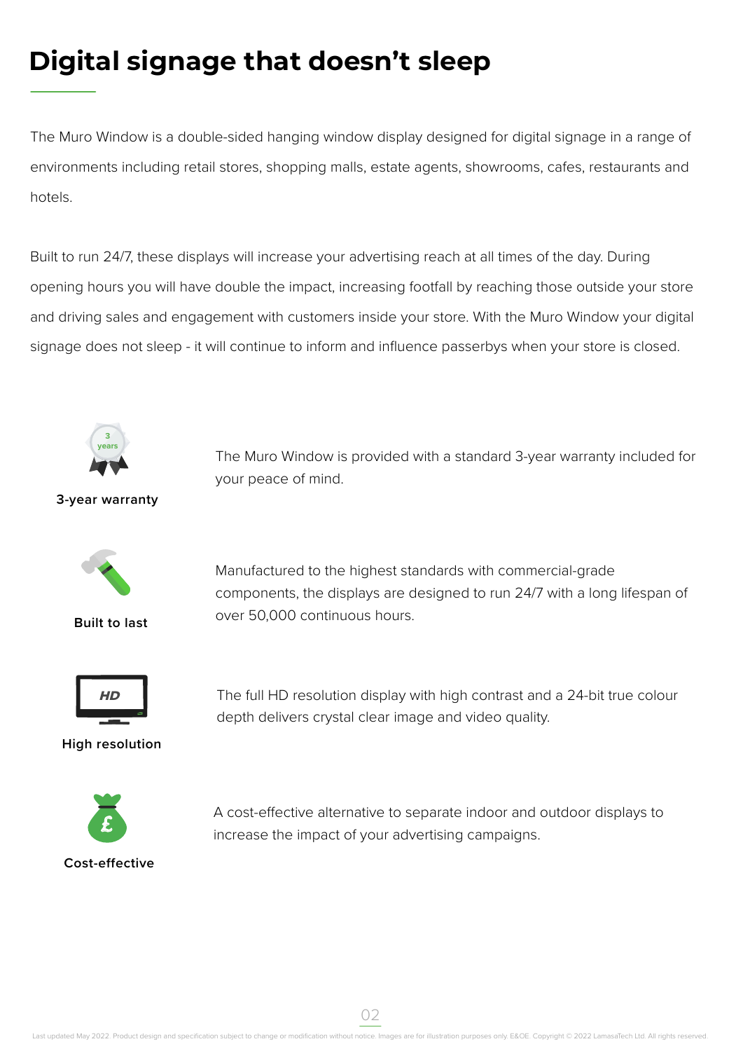# Digital signage that doesn't sleep

The Muro Window is a double-sided hanging window display designed for digital signage in a range of environments including retail stores, shopping malls, estate agents, showrooms, cafes, restaurants and hotels.

Built to run 24/7, these displays will increase your advertising reach at all times of the day. During opening hours you will have double the impact, increasing footfall by reaching those outside your store and driving sales and engagement with customers inside your store. With the Muro Window your digital signage does not sleep - it will continue to inform and influence passerbys when your store is closed.

**3-year warranty**

The Muro Window is provided with a standard 3-year warranty included for your peace of mind.

**Built to last**

Manufactured to the highest standards with commercial-grade components, the displays are designed to run 24/7 with a long lifespan of over 50,000 continuous hours.

**High resolution**

The full HD resolution display with high contrast and a 24-bit true colour depth delivers crystal clear image and video quality.

**Cost-effective**

A cost-effective alternative to separate indoor and outdoor displays to increase the impact of your advertising campaigns.

Last updated May 2022. Product design and specification subject to change or modification without notice. Images are for illustration purposes only. E&OE. Copyright © 2022 LamasaTech Ltd. All rights reserved.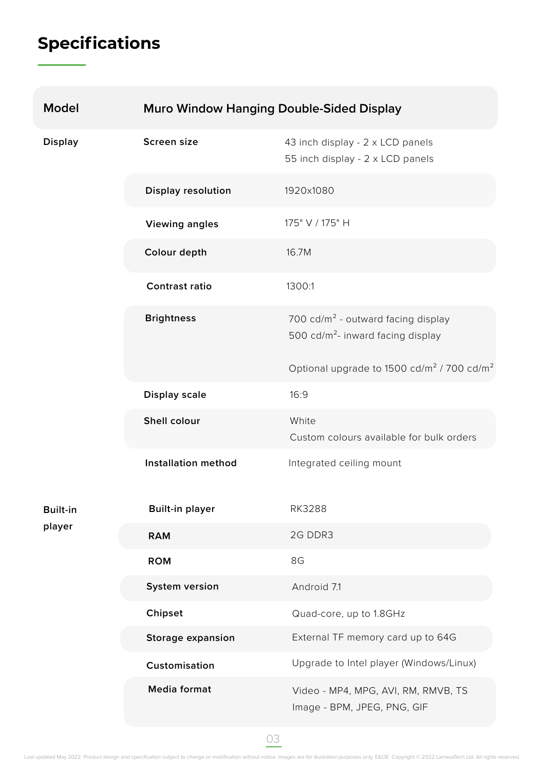## Specifications

| Model | Muro Window Hanging Double-Sided Display | |
|---|---|---|
| Display | Screen size | 43 inch display - 2 x LCD panels<br>55 inch display - 2 x LCD panels |
| | Display resolution | 1920x1080 |
| | Viewing angles | 175° V / 175° H |
| | Colour depth | 16.7M |
| | Contrast ratio | 1300:1 |
| | Brightness | 700 cd/m² - outward facing display<br>500 cd/m²- inward facing display<br><br>Optional upgrade to 1500 cd/m² / 700 cd/m² |
| | Display scale | 16:9 |
| | Shell colour | White<br>Custom colours available for bulk orders |
| | Installation method | Integrated ceiling mount |
| Built-in player | Built-in player | RK3288 |
| | RAM | 2G DDR3 |
| | ROM | 8G |
| | System version | Android 7.1 |
| | Chipset | Quad-core, up to 1.8GHz |
| | Storage expansion | External TF memory card up to 64G |
| | Customisation | Upgrade to Intel player (Windows/Linux) |
| | Media format | Video - MP4, MPG, AVI, RM, RMVB, TS<br>Image - BPM, JPEG, PNG, GIF |

Last updated May 2022. Product design and specification subject to change or modification without notice. Images are for illustration purposes only. E&OE. Copyright © 2022 LamasaTech Ltd. All rights reserved.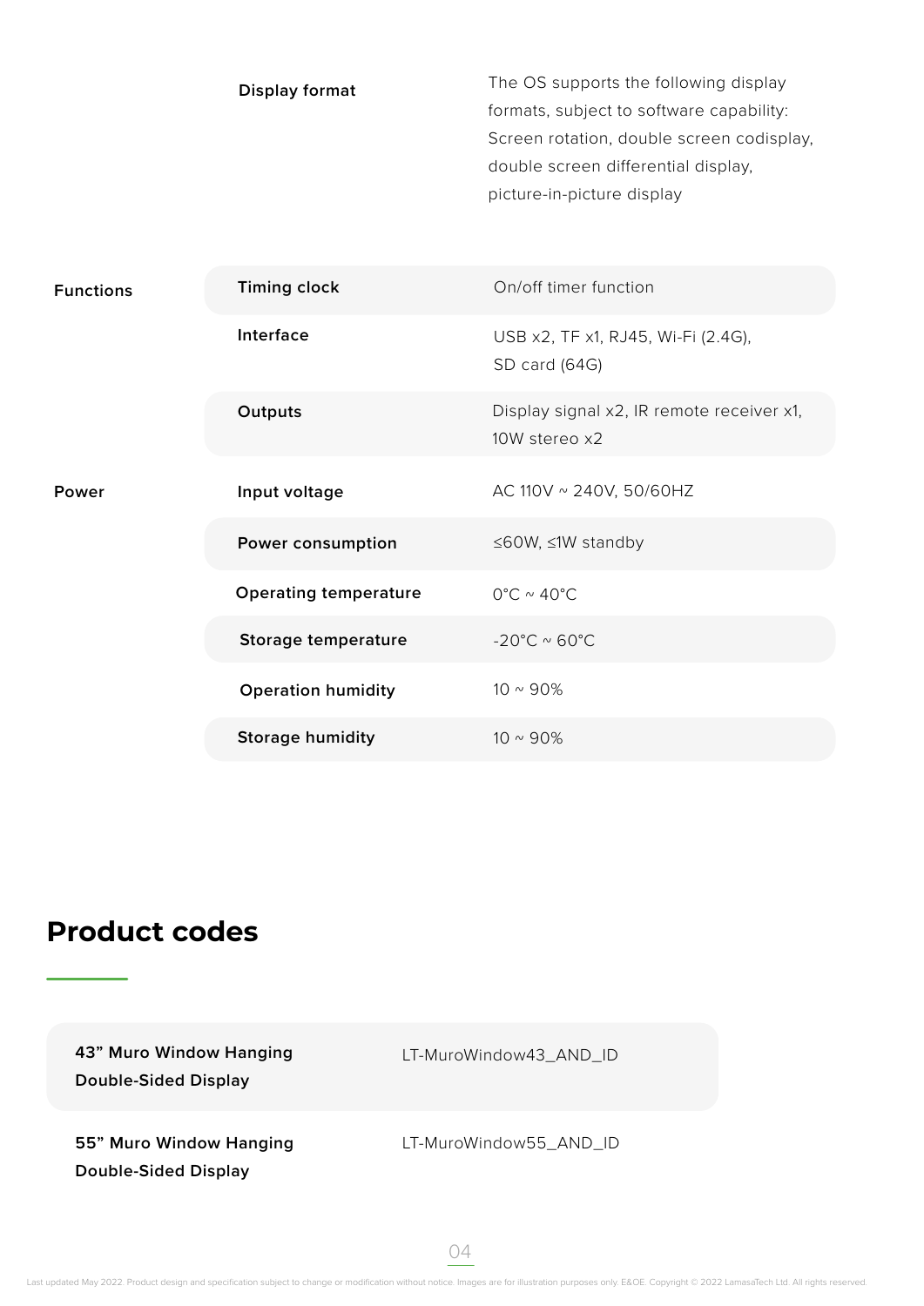| | | |
|---|---|---|
| | **Display format** | The OS supports the following display formats, subject to software capability: Screen rotation, double screen codisplay, double screen differential display, picture-in-picture display |
| **Functions** | **Timing clock** | On/off timer function |
| | **Interface** | USB x2, TF x1, RJ45, Wi-Fi (2.4G), SD card (64G) |
| | **Outputs** | Display signal x2, IR remote receiver x1, 10W stereo x2 |
| **Power** | **Input voltage** | AC 110V ~ 240V, 50/60HZ |
| | **Power consumption** | ≤60W, ≤1W standby |
| | **Operating temperature** | 0°C ~ 40°C |
| | **Storage temperature** | -20°C ~ 60°C |
| | **Operation humidity** | 10 ~ 90% |
| | **Storage humidity** | 10 ~ 90% |

## Product codes

| | |
|---|---|
| **43” Muro Window Hanging Double-Sided Display** | LT-MuroWindow43_AND_ID |
| **55” Muro Window Hanging Double-Sided Display** | LT-MuroWindow55_AND_ID |

Last updated May 2022. Product design and specification subject to change or modification without notice. Images are for illustration purposes only. E&OE. Copyright © 2022 LamasaTech Ltd. All rights reserved.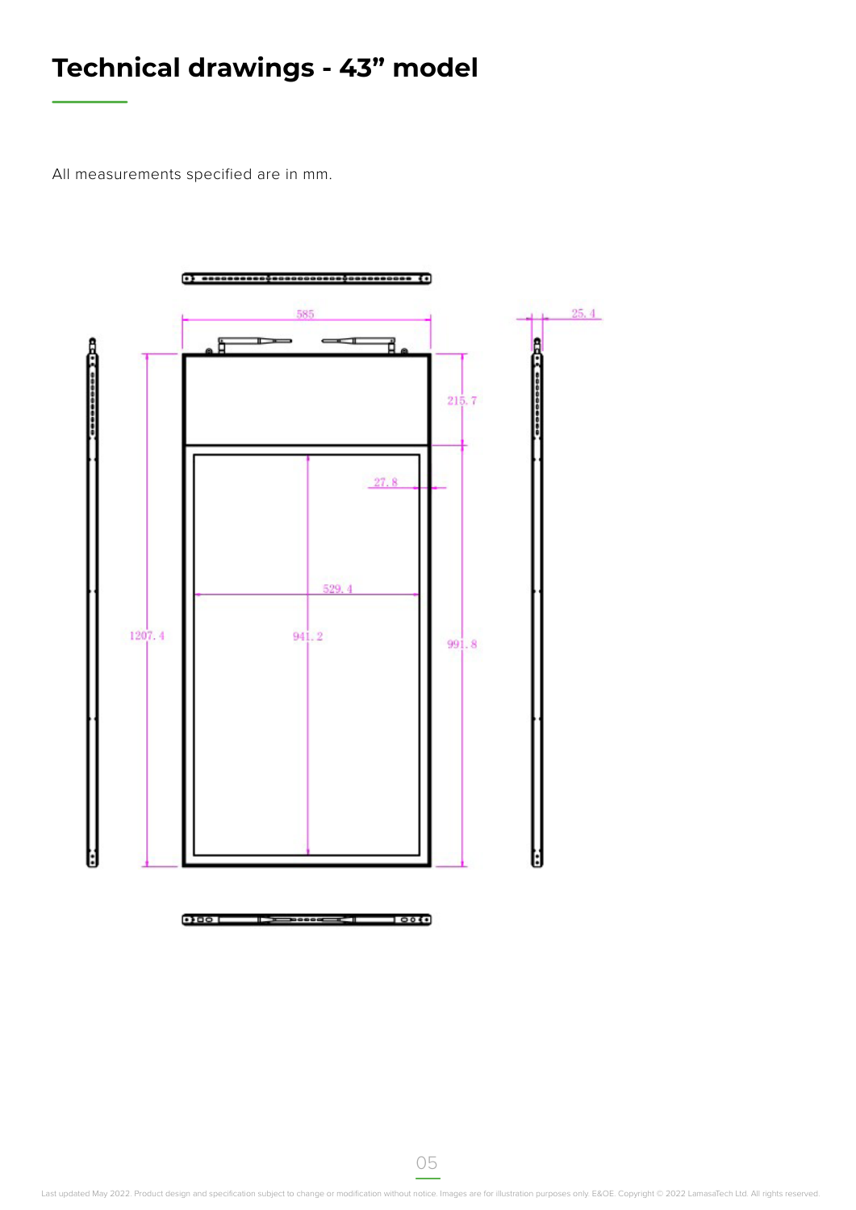# Technical drawings - 43” model

All measurements specified are in mm.

585

25.4

215.7

27.8

529.4

1207.4

941.2

991.8

Last updated May 2022. Product design and specification subject to change or modification without notice. Images are for illustration purposes only. E&OE. Copyright © 2022 LamasaTech Ltd. All rights reserved.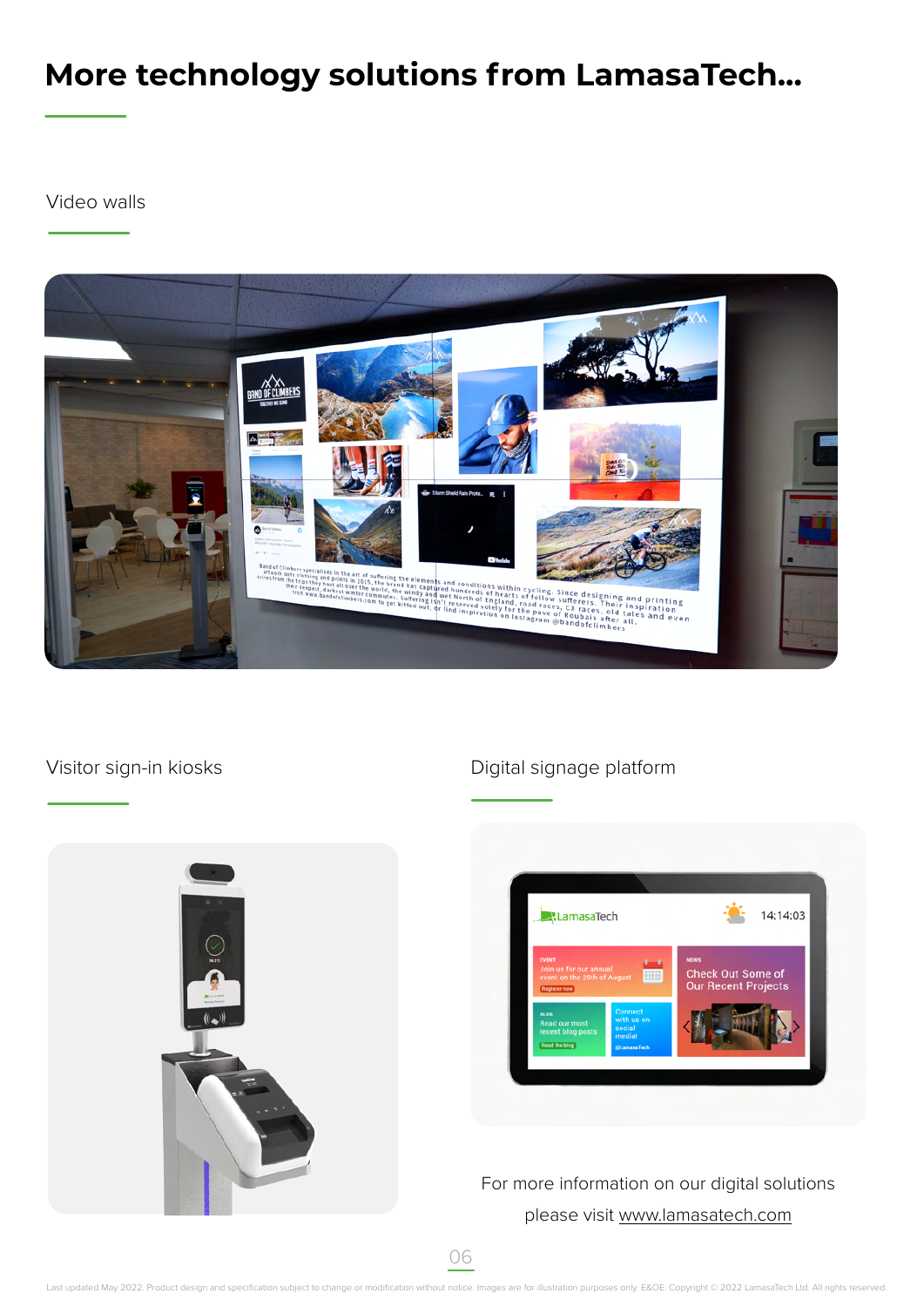# More technology solutions from LamasaTech...

## Video walls

## Visitor sign-in kiosks

## Digital signage platform

For more information on our digital solutions please visit www.lamasatech.com

Last updated May 2022. Product design and specification subject to change or modification without notice. Images are for illustration purposes only. E&OE. Copyright © 2022 LamasaTech Ltd. All rights reserved.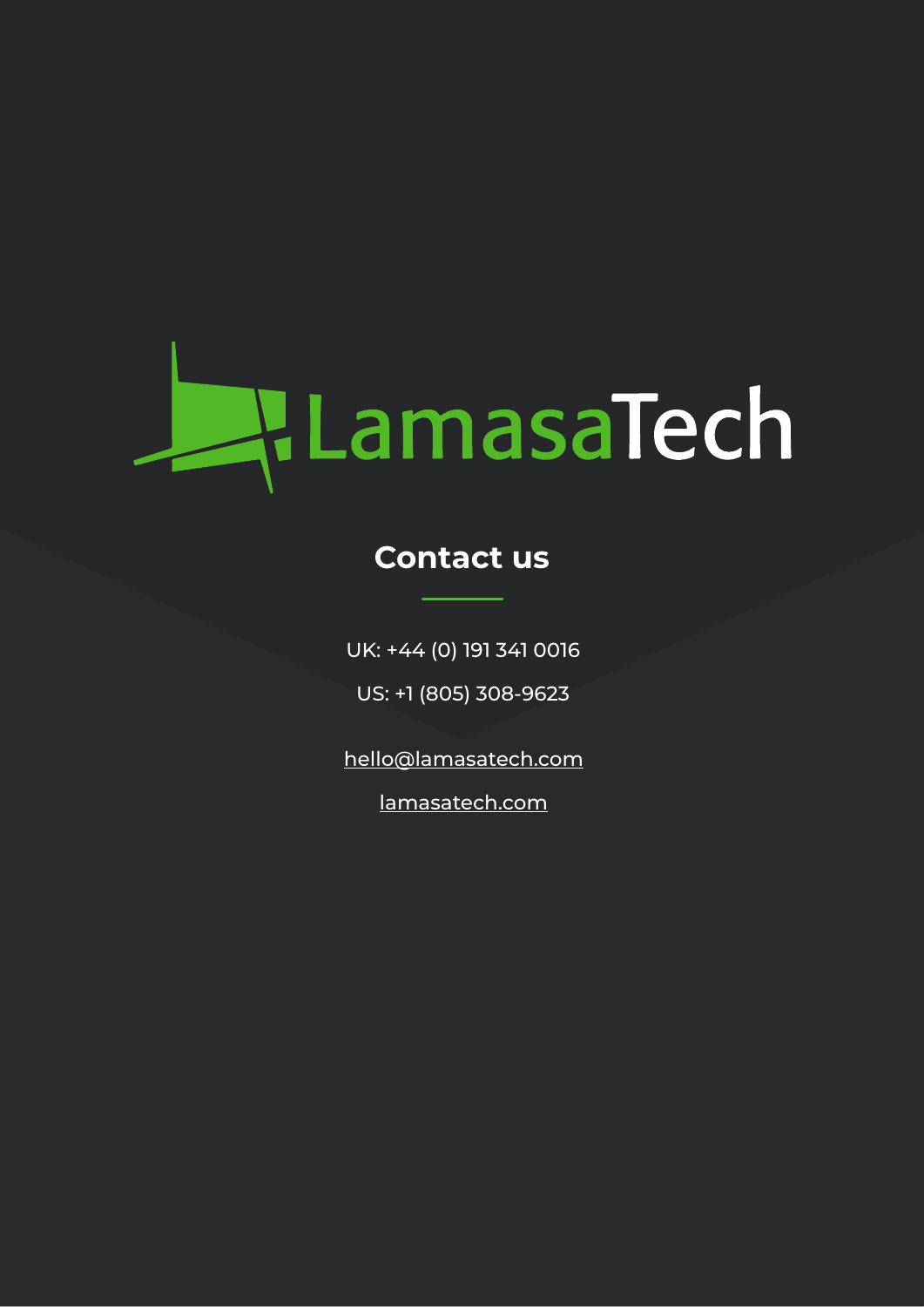LamasaTech

## Contact us

UK: +44 (0) 191 341 0016

US: +1 (805) 308-9623

hello@lamasatech.com

lamasatech.com